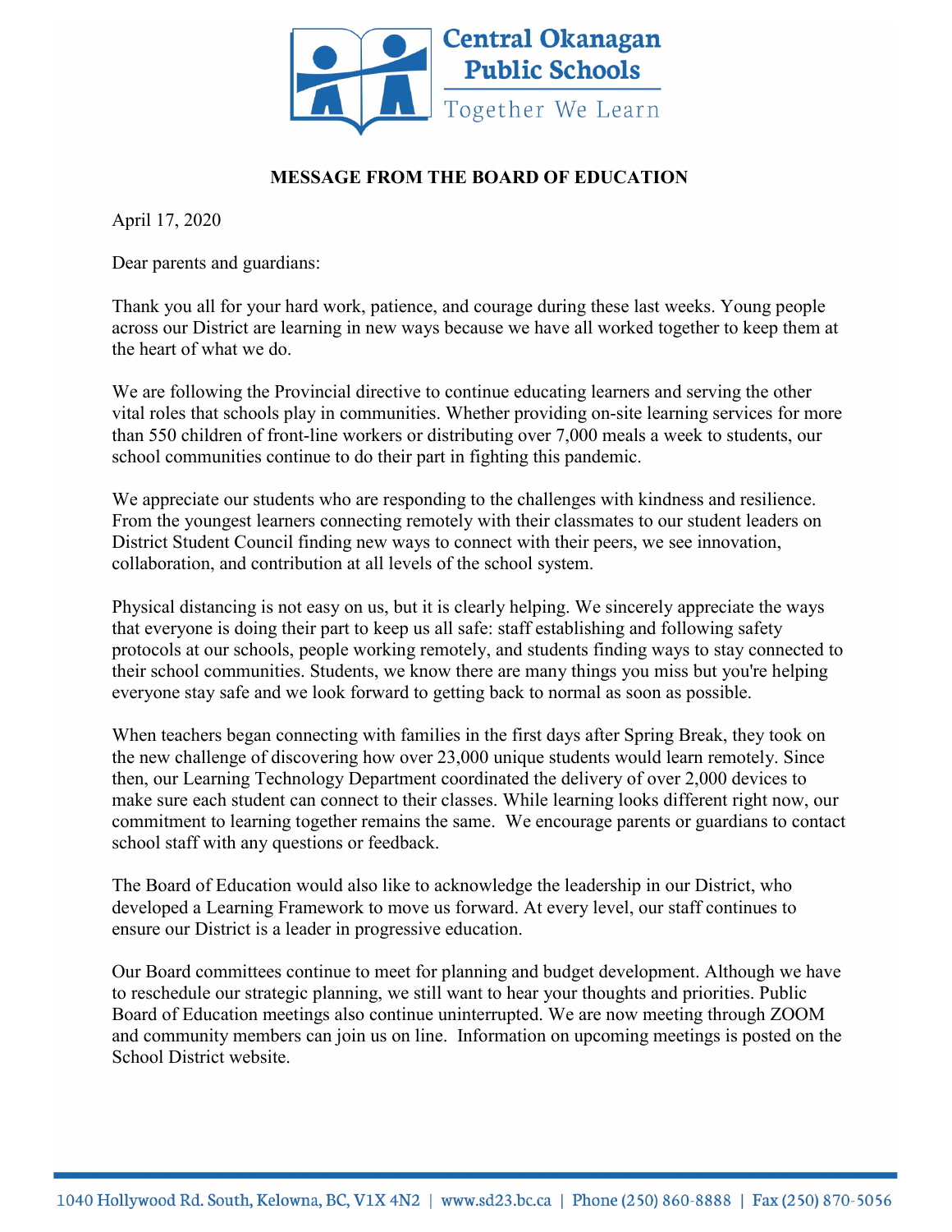Central Okanagan Public Schools

Together We Learn

**MESSAGE FROM THE BOARD OF EDUCATION**

April 17, 2020

Dear parents and guardians:

Thank you all for your hard work, patience, and courage during these last weeks. Young people across our District are learning in new ways because we have all worked together to keep them at the heart of what we do.

We are following the Provincial directive to continue educating learners and serving the other vital roles that schools play in communities. Whether providing on-site learning services for more than 550 children of front-line workers or distributing over 7,000 meals a week to students, our school communities continue to do their part in fighting this pandemic.

We appreciate our students who are responding to the challenges with kindness and resilience. From the youngest learners connecting remotely with their classmates to our student leaders on District Student Council finding new ways to connect with their peers, we see innovation, collaboration, and contribution at all levels of the school system.

Physical distancing is not easy on us, but it is clearly helping. We sincerely appreciate the ways that everyone is doing their part to keep us all safe: staff establishing and following safety protocols at our schools, people working remotely, and students finding ways to stay connected to their school communities. Students, we know there are many things you miss but you're helping everyone stay safe and we look forward to getting back to normal as soon as possible.

When teachers began connecting with families in the first days after Spring Break, they took on the new challenge of discovering how over 23,000 unique students would learn remotely. Since then, our Learning Technology Department coordinated the delivery of over 2,000 devices to make sure each student can connect to their classes. While learning looks different right now, our commitment to learning together remains the same. We encourage parents or guardians to contact school staff with any questions or feedback.

The Board of Education would also like to acknowledge the leadership in our District, who developed a Learning Framework to move us forward. At every level, our staff continues to ensure our District is a leader in progressive education.

Our Board committees continue to meet for planning and budget development. Although we have to reschedule our strategic planning, we still want to hear your thoughts and priorities. Public Board of Education meetings also continue uninterrupted. We are now meeting through ZOOM and community members can join us on line. Information on upcoming meetings is posted on the School District website.

1040 Hollywood Rd. South, Kelowna, BC, V1X 4N2 | www.sd23.bc.ca | Phone (250) 860-8888 | Fax (250) 870-5056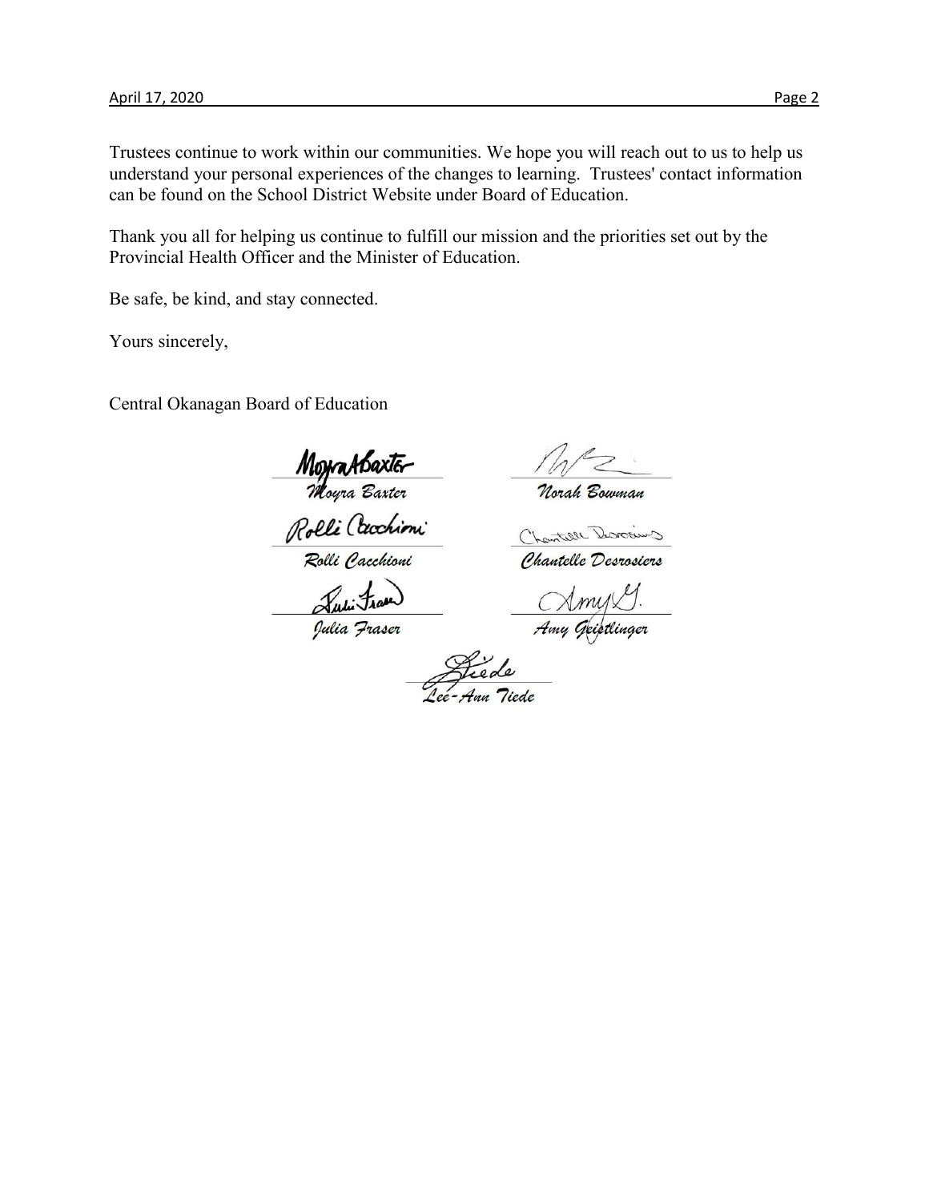Trustees continue to work within our communities. We hope you will reach out to us to help us understand your personal experiences of the changes to learning. Trustees' contact information can be found on the School District Website under Board of Education.

Thank you all for helping us continue to fulfill our mission and the priorities set out by the Provincial Health Officer and the Minister of Education.

Be safe, be kind, and stay connected.

Yours sincerely,

Central Okanagan Board of Education

Moyra Baxter

Norah Bowman

Rolli Cacchioni

Chantelle Desrosiers

Julia Fraser

Amy Geistlinger

Lee-Ann Tiede